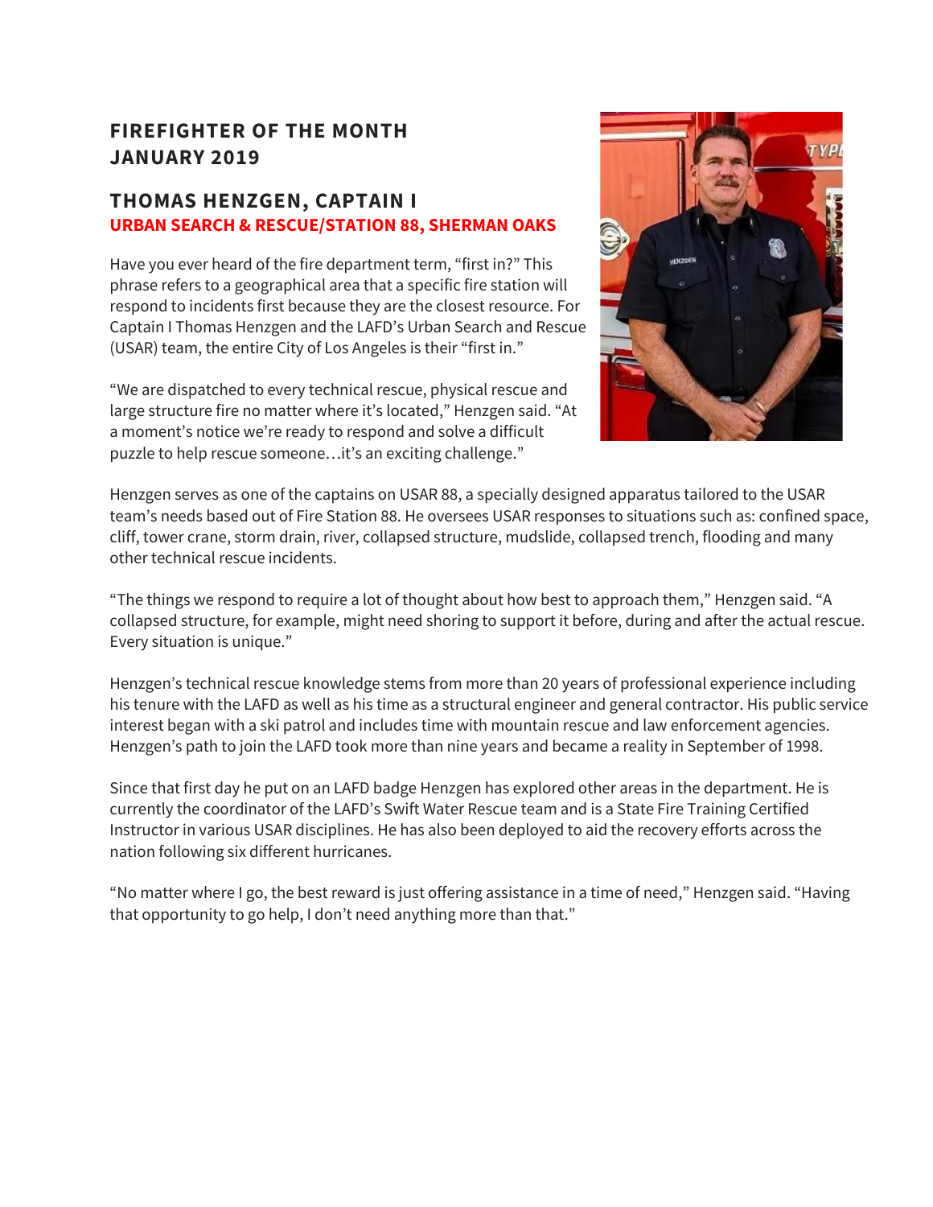# FIREFIGHTER OF THE MONTH
# JANUARY 2019

## THOMAS HENZGEN, CAPTAIN I

**URBAN SEARCH & RESCUE/STATION 88, SHERMAN OAKS**

Have you ever heard of the fire department term, "first in?" This phrase refers to a geographical area that a specific fire station will respond to incidents first because they are the closest resource. For Captain I Thomas Henzgen and the LAFD's Urban Search and Rescue (USAR) team, the entire City of Los Angeles is their "first in."

"We are dispatched to every technical rescue, physical rescue and large structure fire no matter where it's located," Henzgen said. "At a moment's notice we're ready to respond and solve a difficult puzzle to help rescue someone…it's an exciting challenge."

Henzgen serves as one of the captains on USAR 88, a specially designed apparatus tailored to the USAR team's needs based out of Fire Station 88. He oversees USAR responses to situations such as: confined space, cliff, tower crane, storm drain, river, collapsed structure, mudslide, collapsed trench, flooding and many other technical rescue incidents.

"The things we respond to require a lot of thought about how best to approach them," Henzgen said. "A collapsed structure, for example, might need shoring to support it before, during and after the actual rescue. Every situation is unique."

Henzgen's technical rescue knowledge stems from more than 20 years of professional experience including his tenure with the LAFD as well as his time as a structural engineer and general contractor. His public service interest began with a ski patrol and includes time with mountain rescue and law enforcement agencies. Henzgen's path to join the LAFD took more than nine years and became a reality in September of 1998.

Since that first day he put on an LAFD badge Henzgen has explored other areas in the department. He is currently the coordinator of the LAFD's Swift Water Rescue team and is a State Fire Training Certified Instructor in various USAR disciplines. He has also been deployed to aid the recovery efforts across the nation following six different hurricanes.

"No matter where I go, the best reward is just offering assistance in a time of need," Henzgen said. "Having that opportunity to go help, I don't need anything more than that."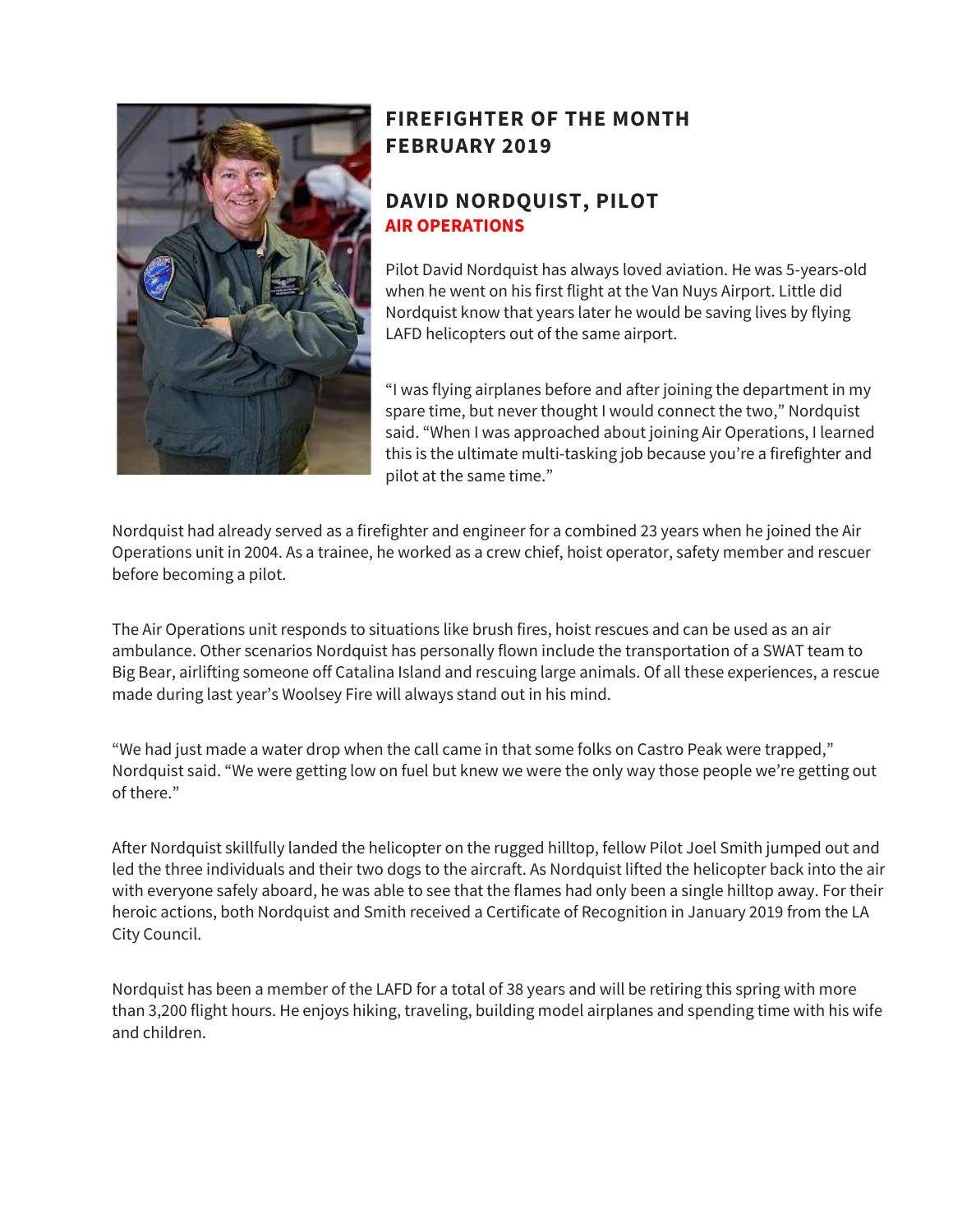# FIREFIGHTER OF THE MONTH
# FEBRUARY 2019

## DAVID NORDQUIST, PILOT
### AIR OPERATIONS

Pilot David Nordquist has always loved aviation. He was 5-years-old when he went on his first flight at the Van Nuys Airport. Little did Nordquist know that years later he would be saving lives by flying LAFD helicopters out of the same airport.

“I was flying airplanes before and after joining the department in my spare time, but never thought I would connect the two,” Nordquist said. “When I was approached about joining Air Operations, I learned this is the ultimate multi-tasking job because you’re a firefighter and pilot at the same time.”

Nordquist had already served as a firefighter and engineer for a combined 23 years when he joined the Air Operations unit in 2004. As a trainee, he worked as a crew chief, hoist operator, safety member and rescuer before becoming a pilot.

The Air Operations unit responds to situations like brush fires, hoist rescues and can be used as an air ambulance. Other scenarios Nordquist has personally flown include the transportation of a SWAT team to Big Bear, airlifting someone off Catalina Island and rescuing large animals. Of all these experiences, a rescue made during last year’s Woolsey Fire will always stand out in his mind.

“We had just made a water drop when the call came in that some folks on Castro Peak were trapped,” Nordquist said. “We were getting low on fuel but knew we were the only way those people we’re getting out of there.”

After Nordquist skillfully landed the helicopter on the rugged hilltop, fellow Pilot Joel Smith jumped out and led the three individuals and their two dogs to the aircraft. As Nordquist lifted the helicopter back into the air with everyone safely aboard, he was able to see that the flames had only been a single hilltop away. For their heroic actions, both Nordquist and Smith received a Certificate of Recognition in January 2019 from the LA City Council.

Nordquist has been a member of the LAFD for a total of 38 years and will be retiring this spring with more than 3,200 flight hours. He enjoys hiking, traveling, building model airplanes and spending time with his wife and children.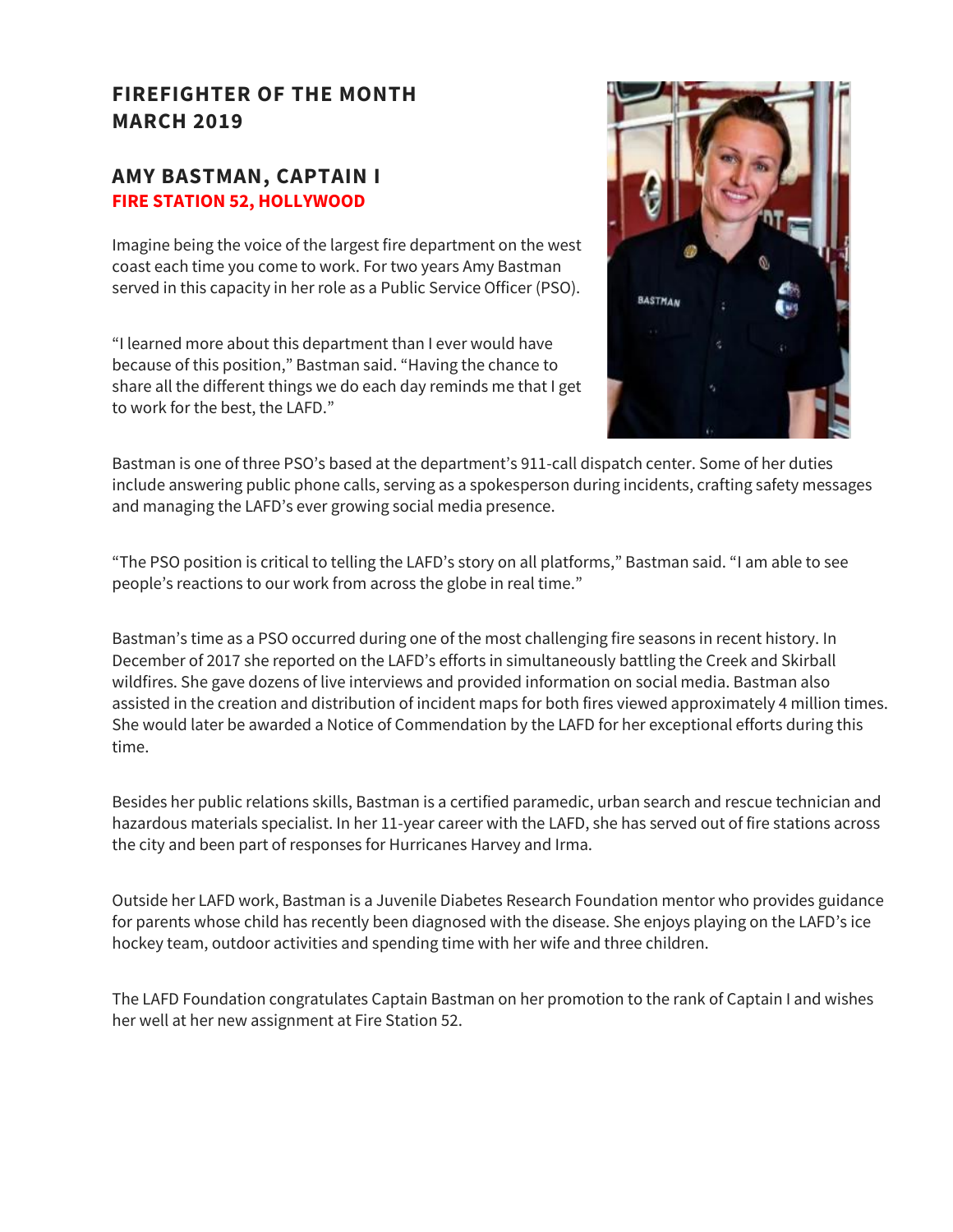## FIREFIGHTER OF THE MONTH
## MARCH 2019

### AMY BASTMAN, CAPTAIN I
**FIRE STATION 52, HOLLYWOOD**

Imagine being the voice of the largest fire department on the west coast each time you come to work. For two years Amy Bastman served in this capacity in her role as a Public Service Officer (PSO).

“I learned more about this department than I ever would have because of this position,” Bastman said. “Having the chance to share all the different things we do each day reminds me that I get to work for the best, the LAFD.”

Bastman is one of three PSO’s based at the department’s 911-call dispatch center. Some of her duties include answering public phone calls, serving as a spokesperson during incidents, crafting safety messages and managing the LAFD’s ever growing social media presence.

“The PSO position is critical to telling the LAFD’s story on all platforms,” Bastman said. “I am able to see people’s reactions to our work from across the globe in real time.”

Bastman’s time as a PSO occurred during one of the most challenging fire seasons in recent history. In December of 2017 she reported on the LAFD’s efforts in simultaneously battling the Creek and Skirball wildfires. She gave dozens of live interviews and provided information on social media. Bastman also assisted in the creation and distribution of incident maps for both fires viewed approximately 4 million times. She would later be awarded a Notice of Commendation by the LAFD for her exceptional efforts during this time.

Besides her public relations skills, Bastman is a certified paramedic, urban search and rescue technician and hazardous materials specialist. In her 11-year career with the LAFD, she has served out of fire stations across the city and been part of responses for Hurricanes Harvey and Irma.

Outside her LAFD work, Bastman is a Juvenile Diabetes Research Foundation mentor who provides guidance for parents whose child has recently been diagnosed with the disease. She enjoys playing on the LAFD’s ice hockey team, outdoor activities and spending time with her wife and three children.

The LAFD Foundation congratulates Captain Bastman on her promotion to the rank of Captain I and wishes her well at her new assignment at Fire Station 52.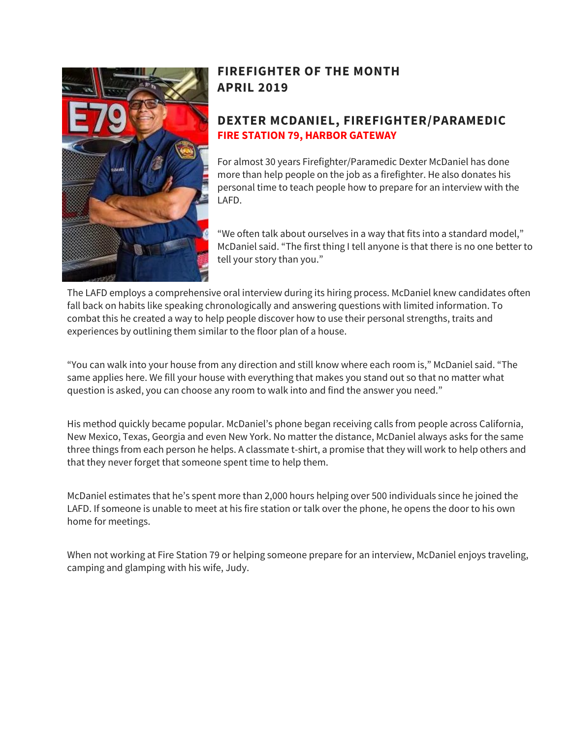## FIREFIGHTER OF THE MONTH
## APRIL 2019

### DEXTER MCDANIEL, FIREFIGHTER/PARAMEDIC
**FIRE STATION 79, HARBOR GATEWAY**

For almost 30 years Firefighter/Paramedic Dexter McDaniel has done more than help people on the job as a firefighter. He also donates his personal time to teach people how to prepare for an interview with the LAFD.

"We often talk about ourselves in a way that fits into a standard model," McDaniel said. "The first thing I tell anyone is that there is no one better to tell your story than you."

The LAFD employs a comprehensive oral interview during its hiring process. McDaniel knew candidates often fall back on habits like speaking chronologically and answering questions with limited information. To combat this he created a way to help people discover how to use their personal strengths, traits and experiences by outlining them similar to the floor plan of a house.

"You can walk into your house from any direction and still know where each room is," McDaniel said. "The same applies here. We fill your house with everything that makes you stand out so that no matter what question is asked, you can choose any room to walk into and find the answer you need."

His method quickly became popular. McDaniel's phone began receiving calls from people across California, New Mexico, Texas, Georgia and even New York. No matter the distance, McDaniel always asks for the same three things from each person he helps. A classmate t-shirt, a promise that they will work to help others and that they never forget that someone spent time to help them.

McDaniel estimates that he's spent more than 2,000 hours helping over 500 individuals since he joined the LAFD. If someone is unable to meet at his fire station or talk over the phone, he opens the door to his own home for meetings.

When not working at Fire Station 79 or helping someone prepare for an interview, McDaniel enjoys traveling, camping and glamping with his wife, Judy.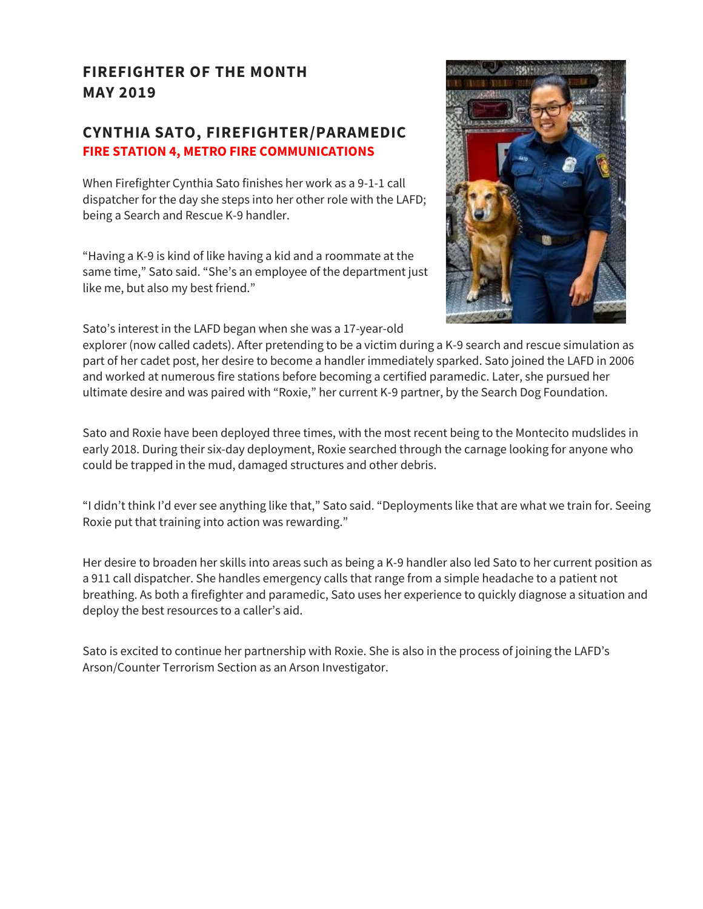# FIREFIGHTER OF THE MONTH
# MAY 2019

## CYNTHIA SATO, FIREFIGHTER/PARAMEDIC
### FIRE STATION 4, METRO FIRE COMMUNICATIONS

When Firefighter Cynthia Sato finishes her work as a 9-1-1 call dispatcher for the day she steps into her other role with the LAFD; being a Search and Rescue K-9 handler.

“Having a K-9 is kind of like having a kid and a roommate at the same time,” Sato said. “She’s an employee of the department just like me, but also my best friend.”

Sato’s interest in the LAFD began when she was a 17-year-old explorer (now called cadets). After pretending to be a victim during a K-9 search and rescue simulation as part of her cadet post, her desire to become a handler immediately sparked. Sato joined the LAFD in 2006 and worked at numerous fire stations before becoming a certified paramedic. Later, she pursued her ultimate desire and was paired with “Roxie,” her current K-9 partner, by the Search Dog Foundation.

Sato and Roxie have been deployed three times, with the most recent being to the Montecito mudslides in early 2018. During their six-day deployment, Roxie searched through the carnage looking for anyone who could be trapped in the mud, damaged structures and other debris.

“I didn’t think I’d ever see anything like that,” Sato said. “Deployments like that are what we train for. Seeing Roxie put that training into action was rewarding.”

Her desire to broaden her skills into areas such as being a K-9 handler also led Sato to her current position as a 911 call dispatcher. She handles emergency calls that range from a simple headache to a patient not breathing. As both a firefighter and paramedic, Sato uses her experience to quickly diagnose a situation and deploy the best resources to a caller’s aid.

Sato is excited to continue her partnership with Roxie. She is also in the process of joining the LAFD’s Arson/Counter Terrorism Section as an Arson Investigator.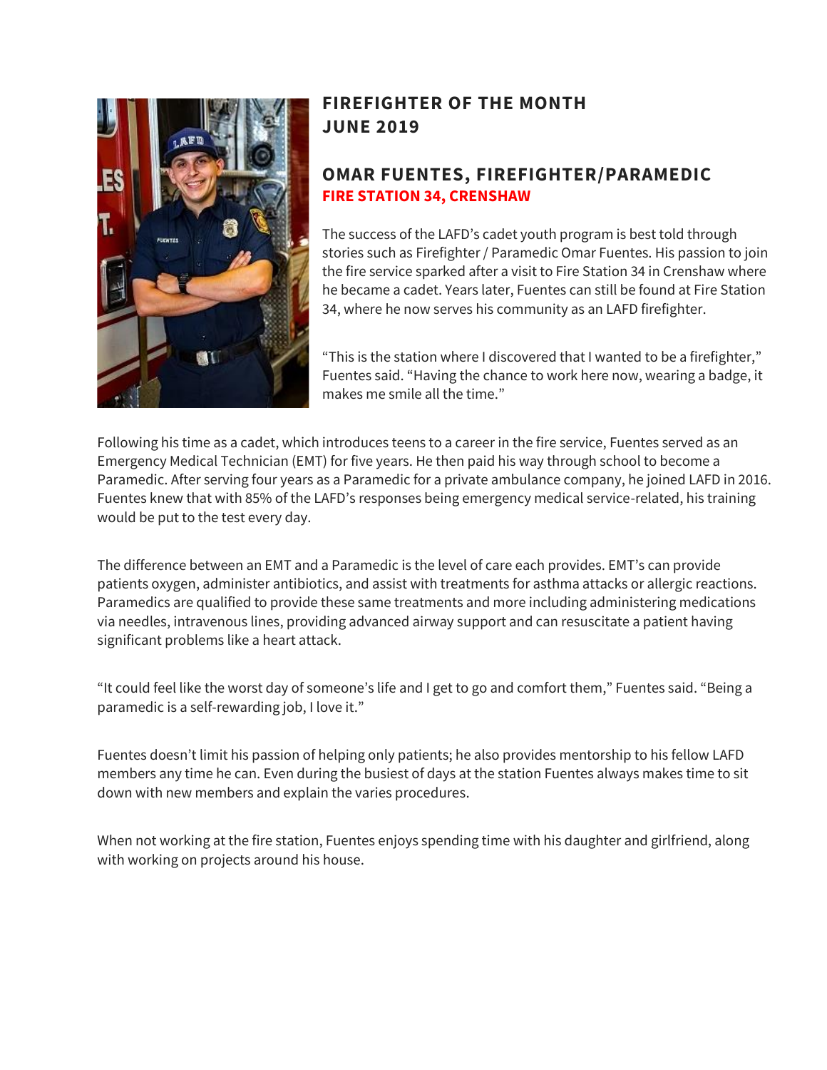# FIREFIGHTER OF THE MONTH
# JUNE 2019

## OMAR FUENTES, FIREFIGHTER/PARAMEDIC

**FIRE STATION 34, CRENSHAW**

The success of the LAFD's cadet youth program is best told through stories such as Firefighter / Paramedic Omar Fuentes. His passion to join the fire service sparked after a visit to Fire Station 34 in Crenshaw where he became a cadet. Years later, Fuentes can still be found at Fire Station 34, where he now serves his community as an LAFD firefighter.

"This is the station where I discovered that I wanted to be a firefighter," Fuentes said. "Having the chance to work here now, wearing a badge, it makes me smile all the time."

Following his time as a cadet, which introduces teens to a career in the fire service, Fuentes served as an Emergency Medical Technician (EMT) for five years. He then paid his way through school to become a Paramedic. After serving four years as a Paramedic for a private ambulance company, he joined LAFD in 2016. Fuentes knew that with 85% of the LAFD's responses being emergency medical service-related, his training would be put to the test every day.

The difference between an EMT and a Paramedic is the level of care each provides. EMT's can provide patients oxygen, administer antibiotics, and assist with treatments for asthma attacks or allergic reactions. Paramedics are qualified to provide these same treatments and more including administering medications via needles, intravenous lines, providing advanced airway support and can resuscitate a patient having significant problems like a heart attack.

"It could feel like the worst day of someone's life and I get to go and comfort them," Fuentes said. "Being a paramedic is a self-rewarding job, I love it."

Fuentes doesn't limit his passion of helping only patients; he also provides mentorship to his fellow LAFD members any time he can. Even during the busiest of days at the station Fuentes always makes time to sit down with new members and explain the varies procedures.

When not working at the fire station, Fuentes enjoys spending time with his daughter and girlfriend, along with working on projects around his house.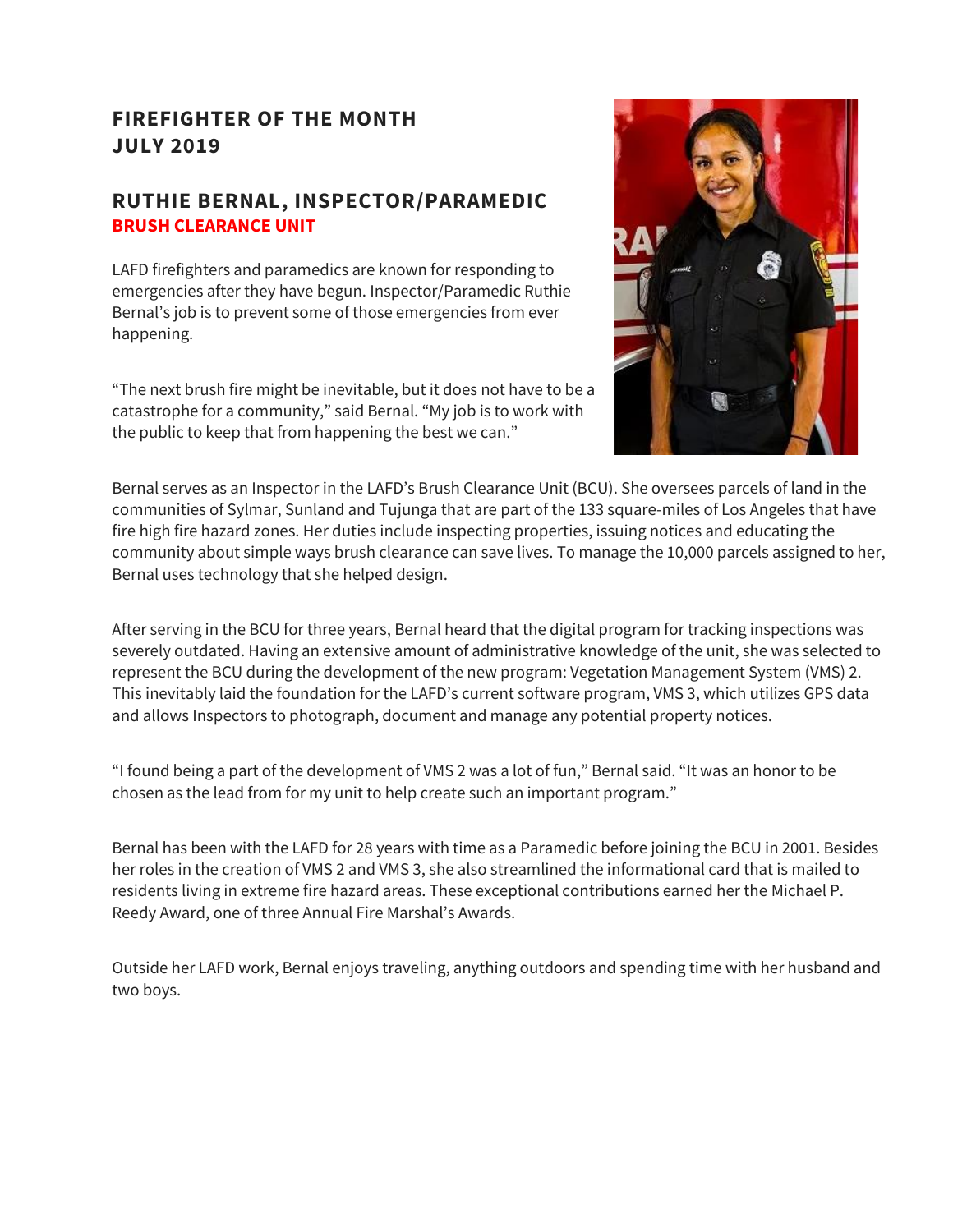## FIREFIGHTER OF THE MONTH
## JULY 2019

### RUTHIE BERNAL, INSPECTOR/PARAMEDIC
**BRUSH CLEARANCE UNIT**

LAFD firefighters and paramedics are known for responding to emergencies after they have begun. Inspector/Paramedic Ruthie Bernal's job is to prevent some of those emergencies from ever happening.

"The next brush fire might be inevitable, but it does not have to be a catastrophe for a community," said Bernal. "My job is to work with the public to keep that from happening the best we can."

Bernal serves as an Inspector in the LAFD's Brush Clearance Unit (BCU). She oversees parcels of land in the communities of Sylmar, Sunland and Tujunga that are part of the 133 square-miles of Los Angeles that have fire high fire hazard zones. Her duties include inspecting properties, issuing notices and educating the community about simple ways brush clearance can save lives. To manage the 10,000 parcels assigned to her, Bernal uses technology that she helped design.

After serving in the BCU for three years, Bernal heard that the digital program for tracking inspections was severely outdated. Having an extensive amount of administrative knowledge of the unit, she was selected to represent the BCU during the development of the new program: Vegetation Management System (VMS) 2. This inevitably laid the foundation for the LAFD's current software program, VMS 3, which utilizes GPS data and allows Inspectors to photograph, document and manage any potential property notices.

"I found being a part of the development of VMS 2 was a lot of fun," Bernal said. "It was an honor to be chosen as the lead from for my unit to help create such an important program."

Bernal has been with the LAFD for 28 years with time as a Paramedic before joining the BCU in 2001. Besides her roles in the creation of VMS 2 and VMS 3, she also streamlined the informational card that is mailed to residents living in extreme fire hazard areas. These exceptional contributions earned her the Michael P. Reedy Award, one of three Annual Fire Marshal's Awards.

Outside her LAFD work, Bernal enjoys traveling, anything outdoors and spending time with her husband and two boys.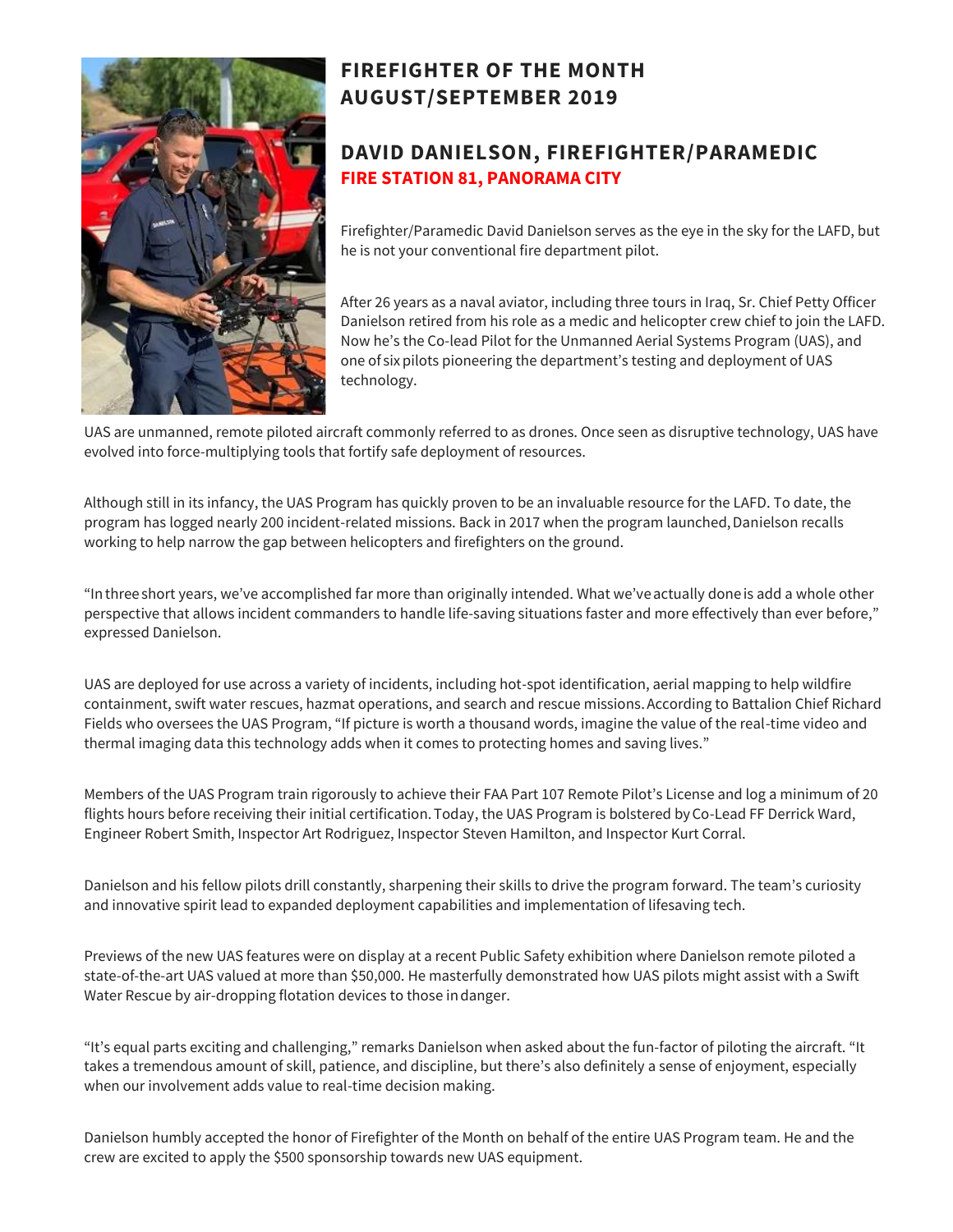# FIREFIGHTER OF THE MONTH AUGUST/SEPTEMBER 2019

## DAVID DANIELSON, FIREFIGHTER/PARAMEDIC

**FIRE STATION 81, PANORAMA CITY**

Firefighter/Paramedic David Danielson serves as the eye in the sky for the LAFD, but he is not your conventional fire department pilot.

After 26 years as a naval aviator, including three tours in Iraq, Sr. Chief Petty Officer Danielson retired from his role as a medic and helicopter crew chief to join the LAFD. Now he's the Co-lead Pilot for the Unmanned Aerial Systems Program (UAS), and one of six pilots pioneering the department's testing and deployment of UAS technology.

UAS are unmanned, remote piloted aircraft commonly referred to as drones. Once seen as disruptive technology, UAS have evolved into force-multiplying tools that fortify safe deployment of resources.

Although still in its infancy, the UAS Program has quickly proven to be an invaluable resource for the LAFD. To date, the program has logged nearly 200 incident-related missions. Back in 2017 when the program launched, Danielson recalls working to help narrow the gap between helicopters and firefighters on the ground.

"In three short years, we've accomplished far more than originally intended. What we've actually done is add a whole other perspective that allows incident commanders to handle life-saving situations faster and more effectively than ever before," expressed Danielson.

UAS are deployed for use across a variety of incidents, including hot-spot identification, aerial mapping to help wildfire containment, swift water rescues, hazmat operations, and search and rescue missions. According to Battalion Chief Richard Fields who oversees the UAS Program, "If picture is worth a thousand words, imagine the value of the real-time video and thermal imaging data this technology adds when it comes to protecting homes and saving lives."

Members of the UAS Program train rigorously to achieve their FAA Part 107 Remote Pilot's License and log a minimum of 20 flights hours before receiving their initial certification. Today, the UAS Program is bolstered by Co-Lead FF Derrick Ward, Engineer Robert Smith, Inspector Art Rodriguez, Inspector Steven Hamilton, and Inspector Kurt Corral.

Danielson and his fellow pilots drill constantly, sharpening their skills to drive the program forward. The team's curiosity and innovative spirit lead to expanded deployment capabilities and implementation of lifesaving tech.

Previews of the new UAS features were on display at a recent Public Safety exhibition where Danielson remote piloted a state-of-the-art UAS valued at more than $50,000. He masterfully demonstrated how UAS pilots might assist with a Swift Water Rescue by air-dropping flotation devices to those in danger.

"It's equal parts exciting and challenging," remarks Danielson when asked about the fun-factor of piloting the aircraft. "It takes a tremendous amount of skill, patience, and discipline, but there's also definitely a sense of enjoyment, especially when our involvement adds value to real-time decision making.

Danielson humbly accepted the honor of Firefighter of the Month on behalf of the entire UAS Program team. He and the crew are excited to apply the $500 sponsorship towards new UAS equipment.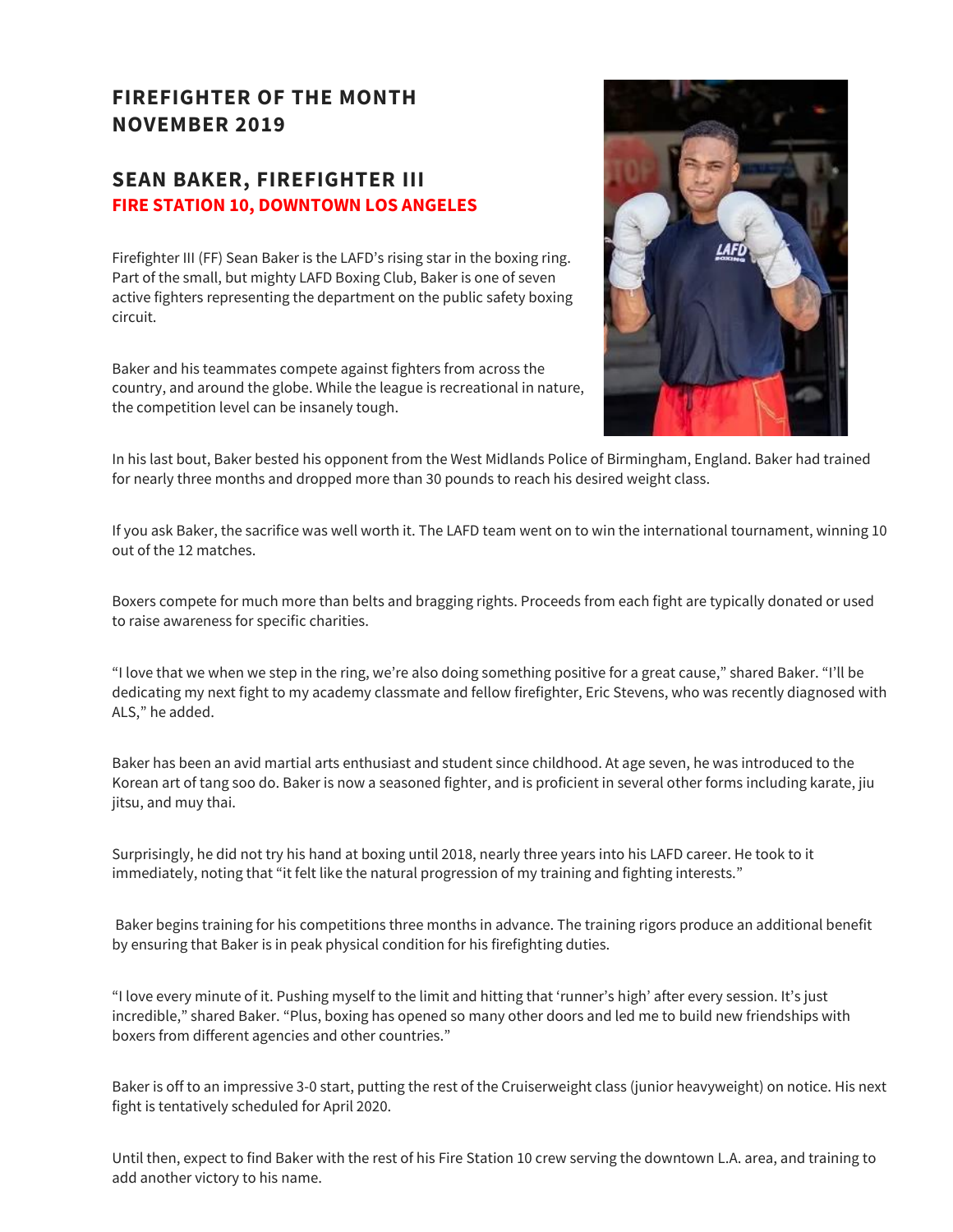## FIREFIGHTER OF THE MONTH
## NOVEMBER 2019

### SEAN BAKER, FIREFIGHTER III
**FIRE STATION 10, DOWNTOWN LOS ANGELES**

Firefighter III (FF) Sean Baker is the LAFD's rising star in the boxing ring. Part of the small, but mighty LAFD Boxing Club, Baker is one of seven active fighters representing the department on the public safety boxing circuit.

Baker and his teammates compete against fighters from across the country, and around the globe. While the league is recreational in nature, the competition level can be insanely tough.

In his last bout, Baker bested his opponent from the West Midlands Police of Birmingham, England. Baker had trained for nearly three months and dropped more than 30 pounds to reach his desired weight class.

If you ask Baker, the sacrifice was well worth it. The LAFD team went on to win the international tournament, winning 10 out of the 12 matches.

Boxers compete for much more than belts and bragging rights. Proceeds from each fight are typically donated or used to raise awareness for specific charities.

"I love that we when we step in the ring, we're also doing something positive for a great cause," shared Baker. "I'll be dedicating my next fight to my academy classmate and fellow firefighter, Eric Stevens, who was recently diagnosed with ALS," he added.

Baker has been an avid martial arts enthusiast and student since childhood. At age seven, he was introduced to the Korean art of tang soo do. Baker is now a seasoned fighter, and is proficient in several other forms including karate, jiu jitsu, and muy thai.

Surprisingly, he did not try his hand at boxing until 2018, nearly three years into his LAFD career. He took to it immediately, noting that "it felt like the natural progression of my training and fighting interests."

Baker begins training for his competitions three months in advance. The training rigors produce an additional benefit by ensuring that Baker is in peak physical condition for his firefighting duties.

"I love every minute of it. Pushing myself to the limit and hitting that 'runner's high' after every session. It's just incredible," shared Baker. "Plus, boxing has opened so many other doors and led me to build new friendships with boxers from different agencies and other countries."

Baker is off to an impressive 3-0 start, putting the rest of the Cruiserweight class (junior heavyweight) on notice. His next fight is tentatively scheduled for April 2020.

Until then, expect to find Baker with the rest of his Fire Station 10 crew serving the downtown L.A. area, and training to add another victory to his name.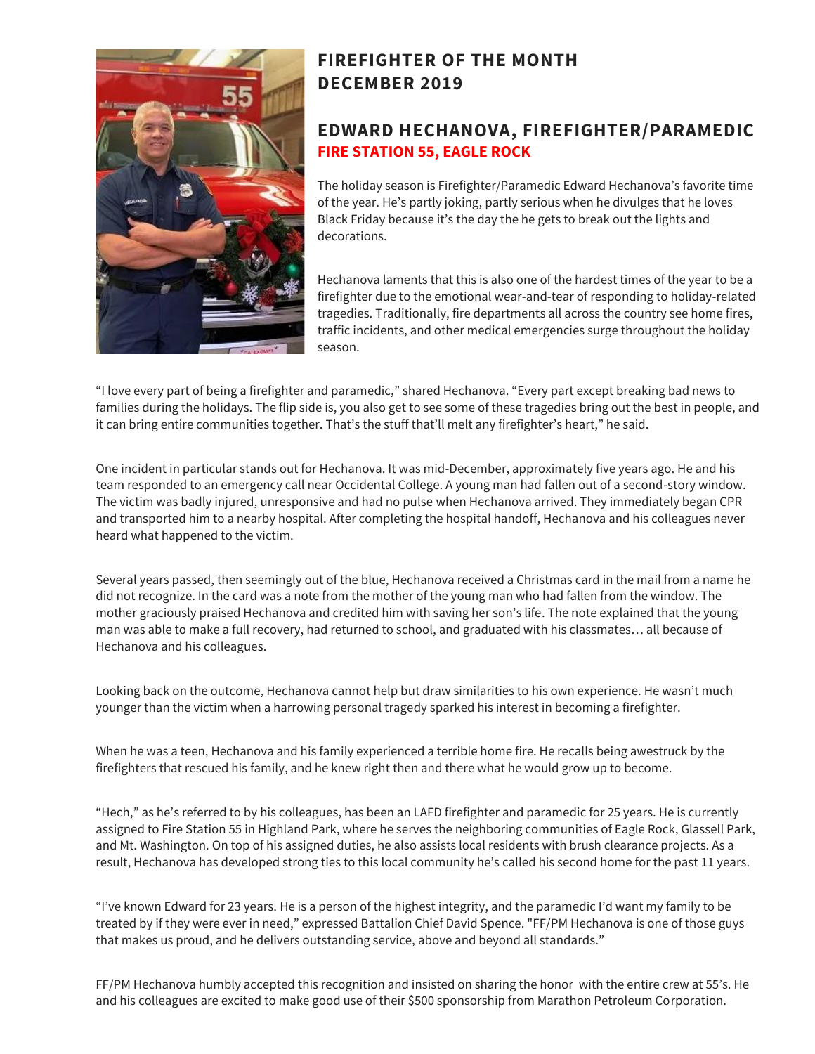# FIREFIGHTER OF THE MONTH DECEMBER 2019

## EDWARD HECHANOVA, FIREFIGHTER/PARAMEDIC

### FIRE STATION 55, EAGLE ROCK

The holiday season is Firefighter/Paramedic Edward Hechanova's favorite time of the year. He's partly joking, partly serious when he divulges that he loves Black Friday because it's the day the he gets to break out the lights and decorations.

Hechanova laments that this is also one of the hardest times of the year to be a firefighter due to the emotional wear-and-tear of responding to holiday-related tragedies. Traditionally, fire departments all across the country see home fires, traffic incidents, and other medical emergencies surge throughout the holiday season.

"I love every part of being a firefighter and paramedic," shared Hechanova. "Every part except breaking bad news to families during the holidays. The flip side is, you also get to see some of these tragedies bring out the best in people, and it can bring entire communities together. That's the stuff that'll melt any firefighter's heart," he said.

One incident in particular stands out for Hechanova. It was mid-December, approximately five years ago. He and his team responded to an emergency call near Occidental College. A young man had fallen out of a second-story window. The victim was badly injured, unresponsive and had no pulse when Hechanova arrived. They immediately began CPR and transported him to a nearby hospital. After completing the hospital handoff, Hechanova and his colleagues never heard what happened to the victim.

Several years passed, then seemingly out of the blue, Hechanova received a Christmas card in the mail from a name he did not recognize. In the card was a note from the mother of the young man who had fallen from the window. The mother graciously praised Hechanova and credited him with saving her son's life. The note explained that the young man was able to make a full recovery, had returned to school, and graduated with his classmates… all because of Hechanova and his colleagues.

Looking back on the outcome, Hechanova cannot help but draw similarities to his own experience. He wasn't much younger than the victim when a harrowing personal tragedy sparked his interest in becoming a firefighter.

When he was a teen, Hechanova and his family experienced a terrible home fire. He recalls being awestruck by the firefighters that rescued his family, and he knew right then and there what he would grow up to become.

"Hech," as he's referred to by his colleagues, has been an LAFD firefighter and paramedic for 25 years. He is currently assigned to Fire Station 55 in Highland Park, where he serves the neighboring communities of Eagle Rock, Glassell Park, and Mt. Washington. On top of his assigned duties, he also assists local residents with brush clearance projects. As a result, Hechanova has developed strong ties to this local community he's called his second home for the past 11 years.

"I've known Edward for 23 years. He is a person of the highest integrity, and the paramedic I'd want my family to be treated by if they were ever in need," expressed Battalion Chief David Spence. "FF/PM Hechanova is one of those guys that makes us proud, and he delivers outstanding service, above and beyond all standards."

FF/PM Hechanova humbly accepted this recognition and insisted on sharing the honor with the entire crew at 55's. He and his colleagues are excited to make good use of their $500 sponsorship from Marathon Petroleum Corporation.